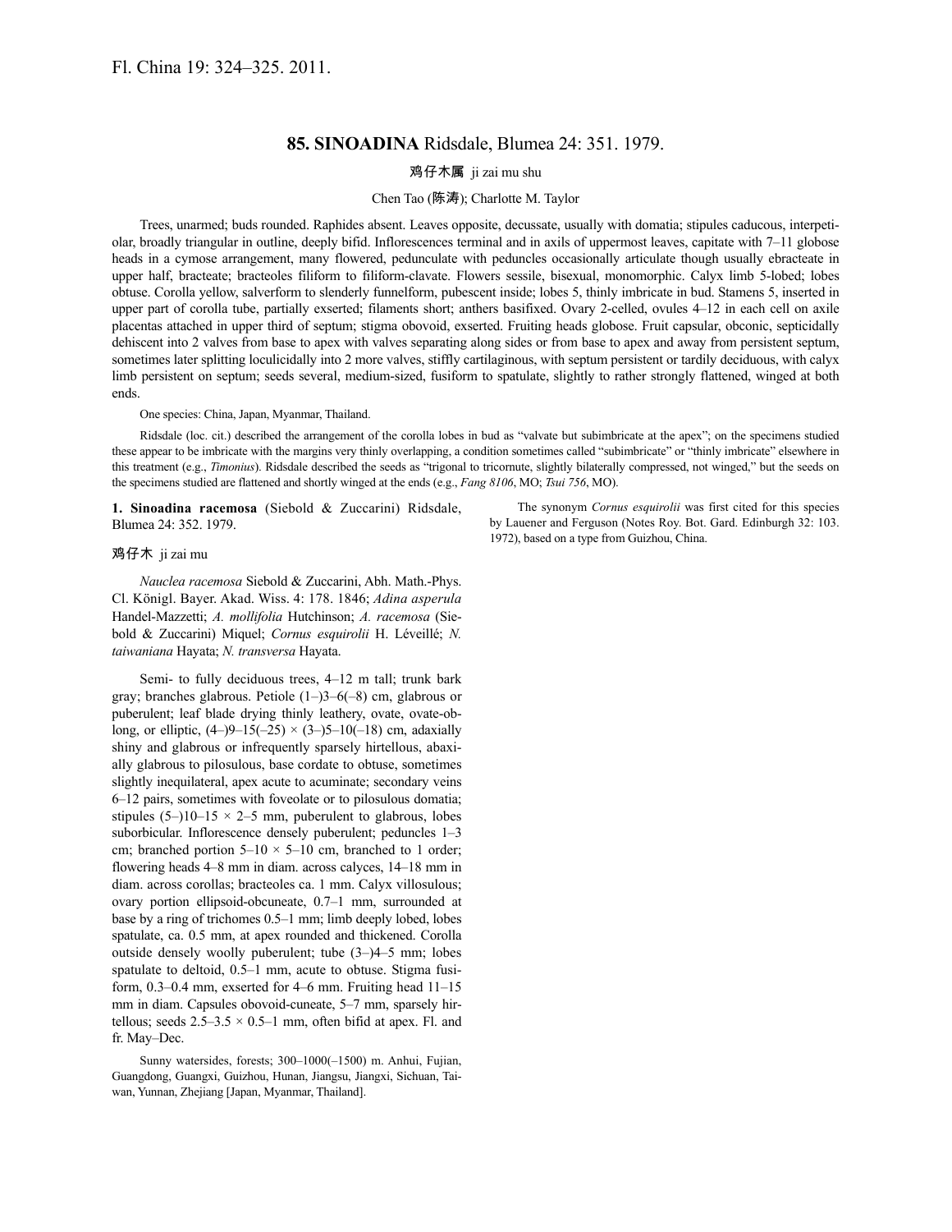Fl. China 19: 324–325. 2011.

## 85. SINOADINA Ridsdale, Blumea 24: 351. 1979.

鸡仔木属 ji zai mu shu

Chen Tao (陈涛); Charlotte M. Taylor

Trees, unarmed; buds rounded. Raphides absent. Leaves opposite, decussate, usually with domatia; stipules caducous, interpetiolar, broadly triangular in outline, deeply bifid. Inflorescences terminal and in axils of uppermost leaves, capitate with 7–11 globose heads in a cymose arrangement, many flowered, pedunculate with peduncles occasionally articulate though usually ebracteate in upper half, bracteate; bracteoles filiform to filiform-clavate. Flowers sessile, bisexual, monomorphic. Calyx limb 5-lobed; lobes obtuse. Corolla yellow, salverform to slenderly funnelform, pubescent inside; lobes 5, thinly imbricate in bud. Stamens 5, inserted in upper part of corolla tube, partially exserted; filaments short; anthers basifixed. Ovary 2-celled, ovules 4–12 in each cell on axile placentas attached in upper third of septum; stigma obovoid, exserted. Fruiting heads globose. Fruit capsular, obconic, septicidally dehiscent into 2 valves from base to apex with valves separating along sides or from base to apex and away from persistent septum, sometimes later splitting loculicidally into 2 more valves, stiffly cartilaginous, with septum persistent or tardily deciduous, with calyx limb persistent on septum; seeds several, medium-sized, fusiform to spatulate, slightly to rather strongly flattened, winged at both ends.

One species: China, Japan, Myanmar, Thailand.

Ridsdale (loc. cit.) described the arrangement of the corolla lobes in bud as "valvate but subimbricate at the apex"; on the specimens studied these appear to be imbricate with the margins very thinly overlapping, a condition sometimes called "subimbricate" or "thinly imbricate" elsewhere in this treatment (e.g., *Timonius*). Ridsdale described the seeds as "trigonal to tricornute, slightly bilaterally compressed, not winged," but the seeds on the specimens studied are flattened and shortly winged at the ends (e.g., *Fang 8106*, MO; *Tsui 756*, MO).

**1. Sinoadina racemosa** (Siebold & Zuccarini) Ridsdale, Blumea 24: 352. 1979.

鸡仔木 ji zai mu

*Nauclea racemosa* Siebold & Zuccarini, Abh. Math.-Phys. Cl. Königl. Bayer. Akad. Wiss. 4: 178. 1846; *Adina asperula* Handel-Mazzetti; *A. mollifolia* Hutchinson; *A. racemosa* (Siebold & Zuccarini) Miquel; *Cornus esquirolii* H. Léveillé; *N. taiwaniana* Hayata; *N. transversa* Hayata.

Semi- to fully deciduous trees, 4–12 m tall; trunk bark gray; branches glabrous. Petiole (1–)3–6(–8) cm, glabrous or puberulent; leaf blade drying thinly leathery, ovate, ovate-oblong, or elliptic, (4–)9–15(–25) × (3–)5–10(–18) cm, adaxially shiny and glabrous or infrequently sparsely hirtellous, abaxially glabrous to pilosulous, base cordate to obtuse, sometimes slightly inequilateral, apex acute to acuminate; secondary veins 6–12 pairs, sometimes with foveolate or to pilosulous domatia; stipules (5–)10–15 × 2–5 mm, puberulent to glabrous, lobes suborbicular. Inflorescence densely puberulent; peduncles 1–3 cm; branched portion 5–10 × 5–10 cm, branched to 1 order; flowering heads 4–8 mm in diam. across calyces, 14–18 mm in diam. across corollas; bracteoles ca. 1 mm. Calyx villosulous; ovary portion ellipsoid-obcuneate, 0.7–1 mm, surrounded at base by a ring of trichomes 0.5–1 mm; limb deeply lobed, lobes spatulate, ca. 0.5 mm, at apex rounded and thickened. Corolla outside densely woolly puberulent; tube (3–)4–5 mm; lobes spatulate to deltoid, 0.5–1 mm, acute to obtuse. Stigma fusiform, 0.3–0.4 mm, exserted for 4–6 mm. Fruiting head 11–15 mm in diam. Capsules obovoid-cuneate, 5–7 mm, sparsely hirtellous; seeds 2.5–3.5 × 0.5–1 mm, often bifid at apex. Fl. and fr. May–Dec.

Sunny watersides, forests; 300–1000(–1500) m. Anhui, Fujian, Guangdong, Guangxi, Guizhou, Hunan, Jiangsu, Jiangxi, Sichuan, Taiwan, Yunnan, Zhejiang [Japan, Myanmar, Thailand].

The synonym *Cornus esquirolii* was first cited for this species by Lauener and Ferguson (Notes Roy. Bot. Gard. Edinburgh 32: 103. 1972), based on a type from Guizhou, China.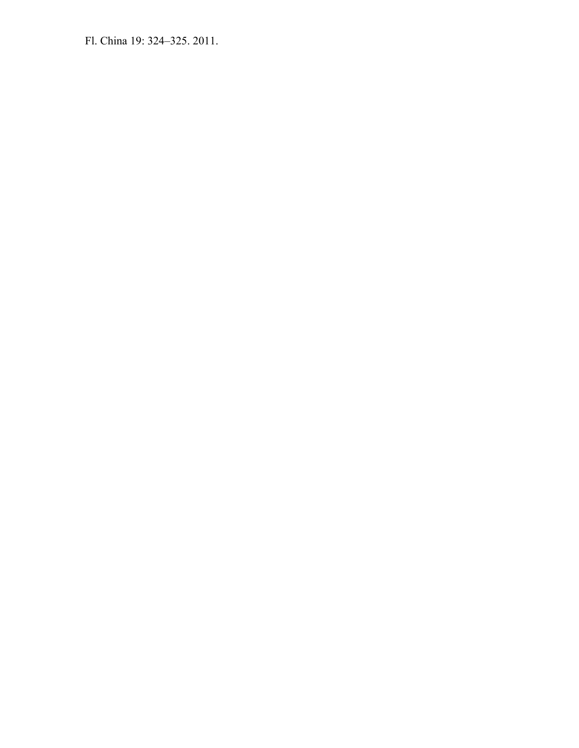Fl. China 19: 324–325. 2011.